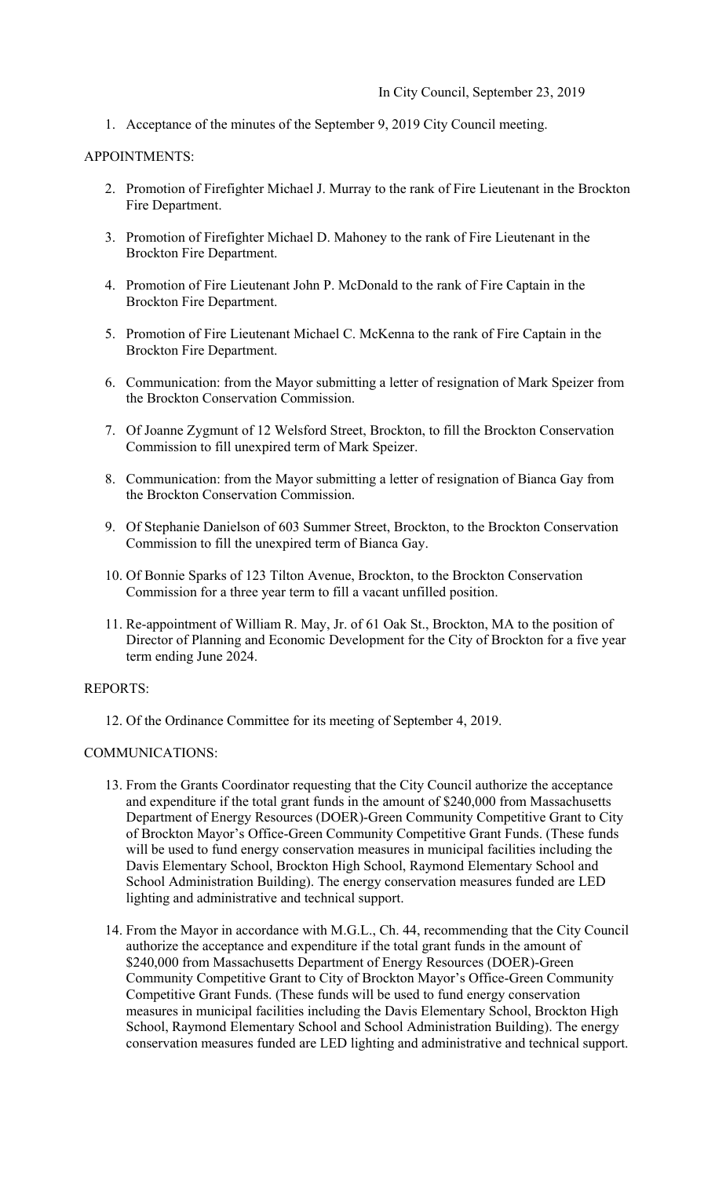In City Council, September 23, 2019

1. Acceptance of the minutes of the September 9, 2019 City Council meeting.

APPOINTMENTS:

2. Promotion of Firefighter Michael J. Murray to the rank of Fire Lieutenant in the Brockton Fire Department.

3. Promotion of Firefighter Michael D. Mahoney to the rank of Fire Lieutenant in the Brockton Fire Department.

4. Promotion of Fire Lieutenant John P. McDonald to the rank of Fire Captain in the Brockton Fire Department.

5. Promotion of Fire Lieutenant Michael C. McKenna to the rank of Fire Captain in the Brockton Fire Department.

6. Communication: from the Mayor submitting a letter of resignation of Mark Speizer from the Brockton Conservation Commission.

7. Of Joanne Zygmunt of 12 Welsford Street, Brockton, to fill the Brockton Conservation Commission to fill unexpired term of Mark Speizer.

8. Communication: from the Mayor submitting a letter of resignation of Bianca Gay from the Brockton Conservation Commission.

9. Of Stephanie Danielson of 603 Summer Street, Brockton, to the Brockton Conservation Commission to fill the unexpired term of Bianca Gay.

10. Of Bonnie Sparks of 123 Tilton Avenue, Brockton, to the Brockton Conservation Commission for a three year term to fill a vacant unfilled position.

11. Re-appointment of William R. May, Jr. of 61 Oak St., Brockton, MA to the position of Director of Planning and Economic Development for the City of Brockton for a five year term ending June 2024.

REPORTS:

12. Of the Ordinance Committee for its meeting of September 4, 2019.

COMMUNICATIONS:

13. From the Grants Coordinator requesting that the City Council authorize the acceptance and expenditure if the total grant funds in the amount of $240,000 from Massachusetts Department of Energy Resources (DOER)-Green Community Competitive Grant to City of Brockton Mayor's Office-Green Community Competitive Grant Funds. (These funds will be used to fund energy conservation measures in municipal facilities including the Davis Elementary School, Brockton High School, Raymond Elementary School and School Administration Building). The energy conservation measures funded are LED lighting and administrative and technical support.

14. From the Mayor in accordance with M.G.L., Ch. 44, recommending that the City Council authorize the acceptance and expenditure if the total grant funds in the amount of $240,000 from Massachusetts Department of Energy Resources (DOER)-Green Community Competitive Grant to City of Brockton Mayor's Office-Green Community Competitive Grant Funds. (These funds will be used to fund energy conservation measures in municipal facilities including the Davis Elementary School, Brockton High School, Raymond Elementary School and School Administration Building). The energy conservation measures funded are LED lighting and administrative and technical support.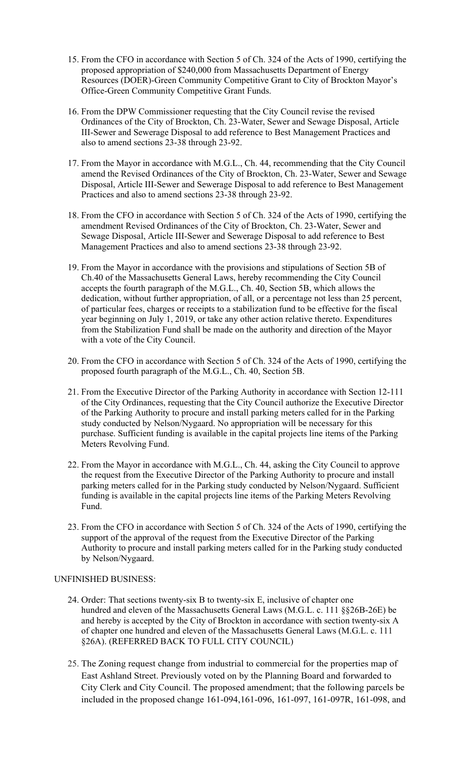15. From the CFO in accordance with Section 5 of Ch. 324 of the Acts of 1990, certifying the proposed appropriation of $240,000 from Massachusetts Department of Energy Resources (DOER)-Green Community Competitive Grant to City of Brockton Mayor's Office-Green Community Competitive Grant Funds.

16. From the DPW Commissioner requesting that the City Council revise the revised Ordinances of the City of Brockton, Ch. 23-Water, Sewer and Sewage Disposal, Article III-Sewer and Sewerage Disposal to add reference to Best Management Practices and also to amend sections 23-38 through 23-92.

17. From the Mayor in accordance with M.G.L., Ch. 44, recommending that the City Council amend the Revised Ordinances of the City of Brockton, Ch. 23-Water, Sewer and Sewage Disposal, Article III-Sewer and Sewerage Disposal to add reference to Best Management Practices and also to amend sections 23-38 through 23-92.

18. From the CFO in accordance with Section 5 of Ch. 324 of the Acts of 1990, certifying the amendment Revised Ordinances of the City of Brockton, Ch. 23-Water, Sewer and Sewage Disposal, Article III-Sewer and Sewerage Disposal to add reference to Best Management Practices and also to amend sections 23-38 through 23-92.

19. From the Mayor in accordance with the provisions and stipulations of Section 5B of Ch.40 of the Massachusetts General Laws, hereby recommending the City Council accepts the fourth paragraph of the M.G.L., Ch. 40, Section 5B, which allows the dedication, without further appropriation, of all, or a percentage not less than 25 percent, of particular fees, charges or receipts to a stabilization fund to be effective for the fiscal year beginning on July 1, 2019, or take any other action relative thereto. Expenditures from the Stabilization Fund shall be made on the authority and direction of the Mayor with a vote of the City Council.

20. From the CFO in accordance with Section 5 of Ch. 324 of the Acts of 1990, certifying the proposed fourth paragraph of the M.G.L., Ch. 40, Section 5B.

21. From the Executive Director of the Parking Authority in accordance with Section 12-111 of the City Ordinances, requesting that the City Council authorize the Executive Director of the Parking Authority to procure and install parking meters called for in the Parking study conducted by Nelson/Nygaard. No appropriation will be necessary for this purchase. Sufficient funding is available in the capital projects line items of the Parking Meters Revolving Fund.

22. From the Mayor in accordance with M.G.L., Ch. 44, asking the City Council to approve the request from the Executive Director of the Parking Authority to procure and install parking meters called for in the Parking study conducted by Nelson/Nygaard. Sufficient funding is available in the capital projects line items of the Parking Meters Revolving Fund.

23. From the CFO in accordance with Section 5 of Ch. 324 of the Acts of 1990, certifying the support of the approval of the request from the Executive Director of the Parking Authority to procure and install parking meters called for in the Parking study conducted by Nelson/Nygaard.

UNFINISHED BUSINESS:

24. Order: That sections twenty-six B to twenty-six E, inclusive of chapter one hundred and eleven of the Massachusetts General Laws (M.G.L. c. 111 §§26B-26E) be and hereby is accepted by the City of Brockton in accordance with section twenty-six A of chapter one hundred and eleven of the Massachusetts General Laws (M.G.L. c. 111 §26A). (REFERRED BACK TO FULL CITY COUNCIL)

25. The Zoning request change from industrial to commercial for the properties map of East Ashland Street. Previously voted on by the Planning Board and forwarded to City Clerk and City Council. The proposed amendment; that the following parcels be included in the proposed change 161-094,161-096, 161-097, 161-097R, 161-098, and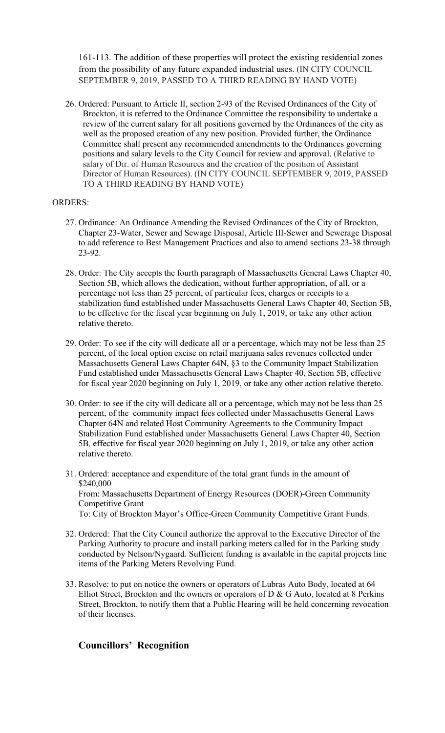161-113. The addition of these properties will protect the existing residential zones from the possibility of any future expanded industrial uses. (IN CITY COUNCIL SEPTEMBER 9, 2019, PASSED TO A THIRD READING BY HAND VOTE)

26. Ordered: Pursuant to Article II, section 2-93 of the Revised Ordinances of the City of Brockton, it is referred to the Ordinance Committee the responsibility to undertake a review of the current salary for all positions governed by the Ordinances of the city as well as the proposed creation of any new position. Provided further, the Ordinance Committee shall present any recommended amendments to the Ordinances governing positions and salary levels to the City Council for review and approval. (Relative to salary of Dir. of Human Resources and the creation of the position of Assistant Director of Human Resources). (IN CITY COUNCIL SEPTEMBER 9, 2019, PASSED TO A THIRD READING BY HAND VOTE)

ORDERS:

27. Ordinance: An Ordinance Amending the Revised Ordinances of the City of Brockton, Chapter 23-Water, Sewer and Sewage Disposal, Article III-Sewer and Sewerage Disposal to add reference to Best Management Practices and also to amend sections 23-38 through 23-92.

28. Order: The City accepts the fourth paragraph of Massachusetts General Laws Chapter 40, Section 5B, which allows the dedication, without further appropriation, of all, or a percentage not less than 25 percent, of particular fees, charges or receipts to a stabilization fund established under Massachusetts General Laws Chapter 40, Section 5B, to be effective for the fiscal year beginning on July 1, 2019, or take any other action relative thereto.

29. Order: To see if the city will dedicate all or a percentage, which may not be less than 25 percent, of the local option excise on retail marijuana sales revenues collected under Massachusetts General Laws Chapter 64N, §3 to the Community Impact Stabilization Fund established under Massachusetts General Laws Chapter 40, Section 5B, effective for fiscal year 2020 beginning on July 1, 2019, or take any other action relative thereto.

30. Order: to see if the city will dedicate all or a percentage, which may not be less than 25 percent, of the community impact fees collected under Massachusetts General Laws Chapter 64N and related Host Community Agreements to the Community Impact Stabilization Fund established under Massachusetts General Laws Chapter 40, Section 5B*,* effective for fiscal year 2020 beginning on July 1, 2019, or take any other action relative thereto.

31. Ordered: acceptance and expenditure of the total grant funds in the amount of $240,000
    From: Massachusetts Department of Energy Resources (DOER)-Green Community Competitive Grant
    To: City of Brockton Mayor's Office-Green Community Competitive Grant Funds.

32. Ordered: That the City Council authorize the approval to the Executive Director of the Parking Authority to procure and install parking meters called for in the Parking study conducted by Nelson/Nygaard. Sufficient funding is available in the capital projects line items of the Parking Meters Revolving Fund.

33. Resolve: to put on notice the owners or operators of Lubras Auto Body, located at 64 Elliot Street, Brockton and the owners or operators of D & G Auto, located at 8 Perkins Street, Brockton, to notify them that a Public Hearing will be held concerning revocation of their licenses.

## Councillors' Recognition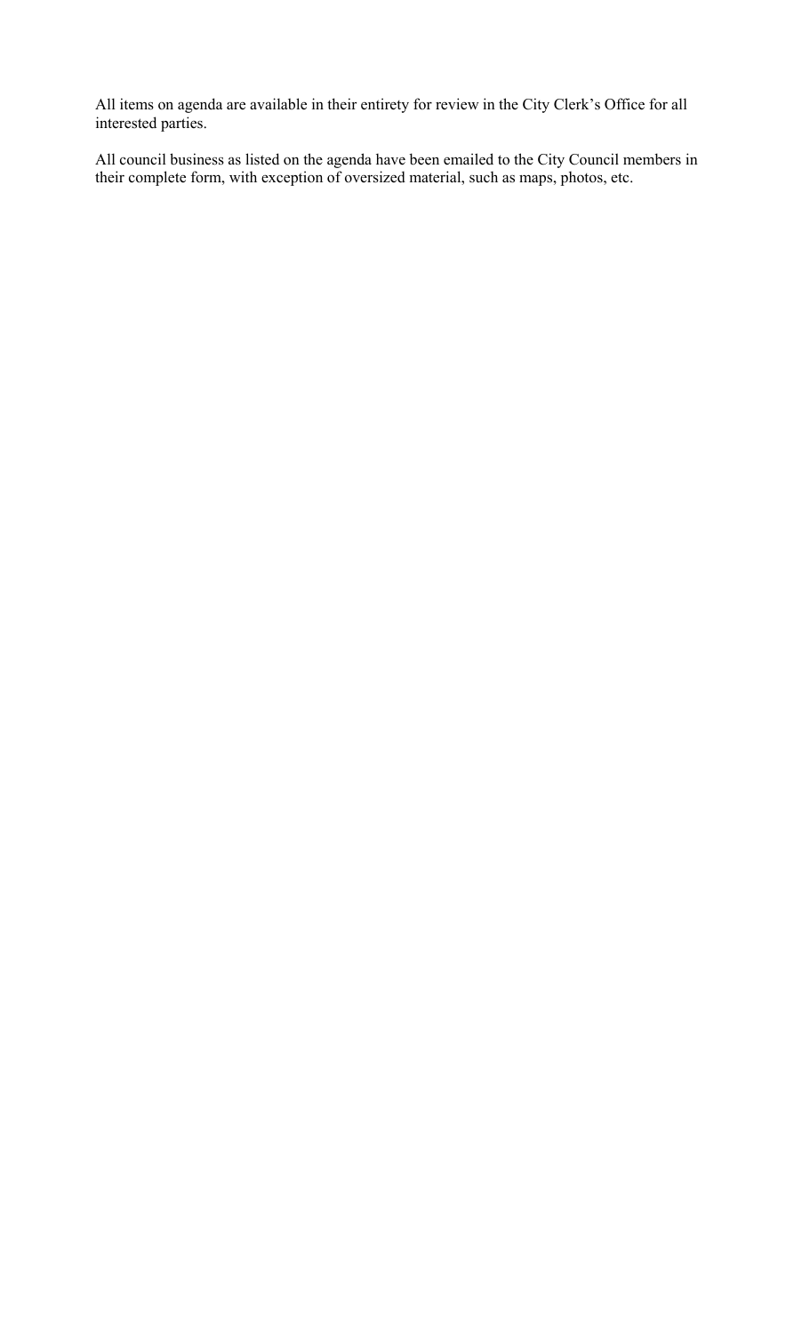All items on agenda are available in their entirety for review in the City Clerk's Office for all interested parties.

All council business as listed on the agenda have been emailed to the City Council members in their complete form, with exception of oversized material, such as maps, photos, etc.